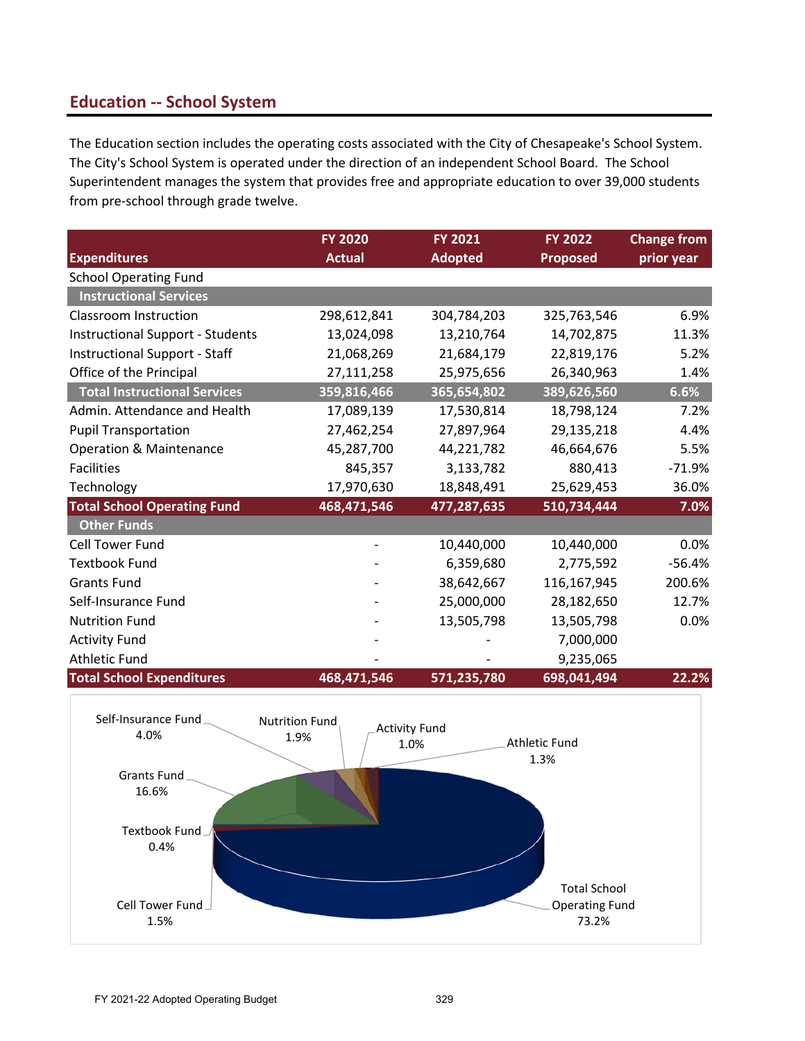## Education -- School System

The Education section includes the operating costs associated with the City of Chesapeake's School System. The City's School System is operated under the direction of an independent School Board. The School Superintendent manages the system that provides free and appropriate education to over 39,000 students from pre-school through grade twelve.

| Expenditures | FY 2020 Actual | FY 2021 Adopted | FY 2022 Proposed | Change from prior year |
|---|---|---|---|---|
| School Operating Fund | | | | |
| **Instructional Services** | | | | |
| Classroom Instruction | 298,612,841 | 304,784,203 | 325,763,546 | 6.9% |
| Instructional Support - Students | 13,024,098 | 13,210,764 | 14,702,875 | 11.3% |
| Instructional Support - Staff | 21,068,269 | 21,684,179 | 22,819,176 | 5.2% |
| Office of the Principal | 27,111,258 | 25,975,656 | 26,340,963 | 1.4% |
| **Total Instructional Services** | **359,816,466** | **365,654,802** | **389,626,560** | **6.6%** |
| Admin. Attendance and Health | 17,089,139 | 17,530,814 | 18,798,124 | 7.2% |
| Pupil Transportation | 27,462,254 | 27,897,964 | 29,135,218 | 4.4% |
| Operation & Maintenance | 45,287,700 | 44,221,782 | 46,664,676 | 5.5% |
| Facilities | 845,357 | 3,133,782 | 880,413 | -71.9% |
| Technology | 17,970,630 | 18,848,491 | 25,629,453 | 36.0% |
| **Total School Operating Fund** | **468,471,546** | **477,287,635** | **510,734,444** | **7.0%** |
| **Other Funds** | | | | |
| Cell Tower Fund | - | 10,440,000 | 10,440,000 | 0.0% |
| Textbook Fund | - | 6,359,680 | 2,775,592 | -56.4% |
| Grants Fund | - | 38,642,667 | 116,167,945 | 200.6% |
| Self-Insurance Fund | - | 25,000,000 | 28,182,650 | 12.7% |
| Nutrition Fund | - | 13,505,798 | 13,505,798 | 0.0% |
| Activity Fund | - | - | 7,000,000 | |
| Athletic Fund | - | - | 9,235,065 | |
| **Total School Expenditures** | **468,471,546** | **571,235,780** | **698,041,494** | **22.2%** |

Self-Insurance Fund 4.0%
Nutrition Fund 1.9%
Activity Fund 1.0%
Athletic Fund 1.3%
Grants Fund 16.6%
Textbook Fund 0.4%
Cell Tower Fund 1.5%
Total School Operating Fund 73.2%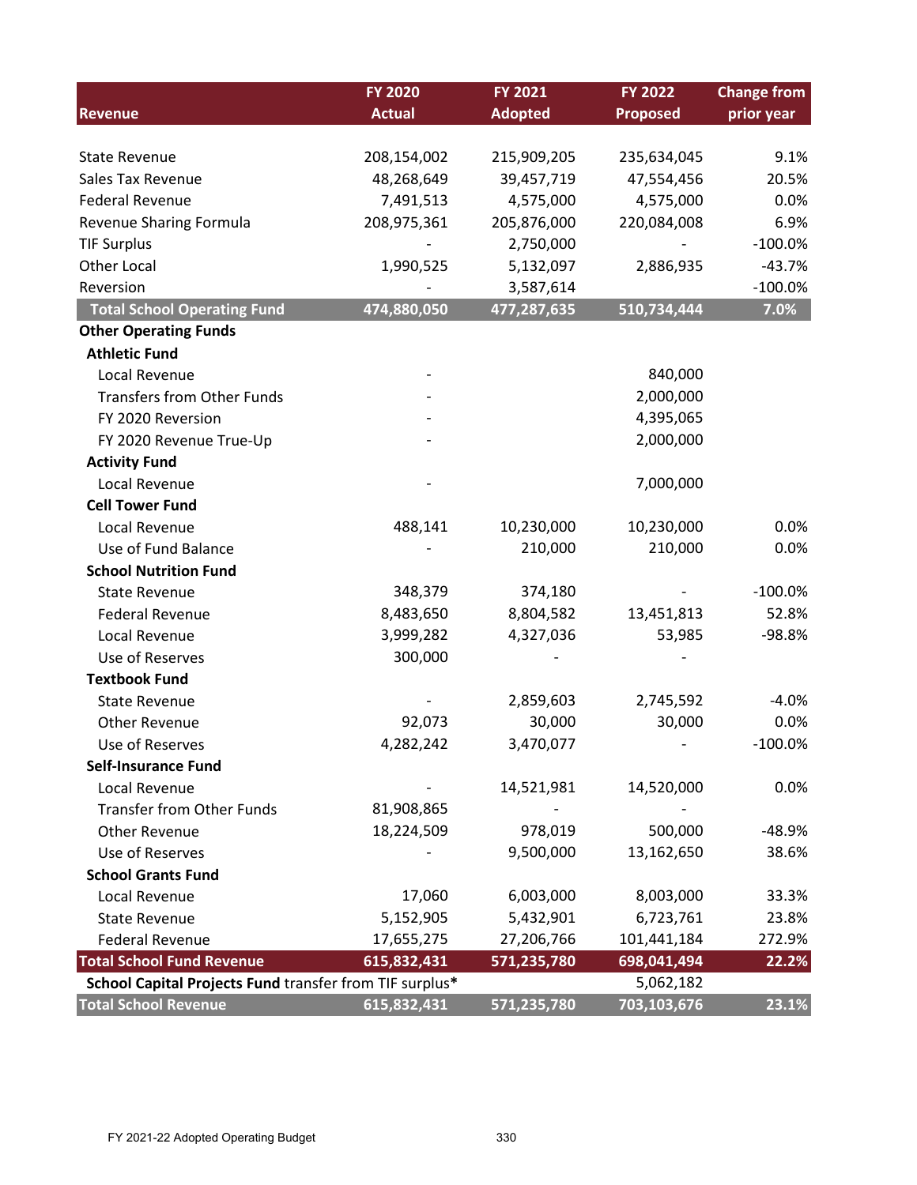| Revenue | FY 2020 Actual | FY 2021 Adopted | FY 2022 Proposed | Change from prior year |
|---|---|---|---|---|
| State Revenue | 208,154,002 | 215,909,205 | 235,634,045 | 9.1% |
| Sales Tax Revenue | 48,268,649 | 39,457,719 | 47,554,456 | 20.5% |
| Federal Revenue | 7,491,513 | 4,575,000 | 4,575,000 | 0.0% |
| Revenue Sharing Formula | 208,975,361 | 205,876,000 | 220,084,008 | 6.9% |
| TIF Surplus | - | 2,750,000 | - | -100.0% |
| Other Local | 1,990,525 | 5,132,097 | 2,886,935 | -43.7% |
| Reversion | - | 3,587,614 | | -100.0% |
| **Total School Operating Fund** | **474,880,050** | **477,287,635** | **510,734,444** | **7.0%** |
| **Other Operating Funds** | | | | |
| **Athletic Fund** | | | | |
| Local Revenue | - | | 840,000 | |
| Transfers from Other Funds | - | | 2,000,000 | |
| FY 2020 Reversion | - | | 4,395,065 | |
| FY 2020 Revenue True-Up | - | | 2,000,000 | |
| **Activity Fund** | | | | |
| Local Revenue | - | | 7,000,000 | |
| **Cell Tower Fund** | | | | |
| Local Revenue | 488,141 | 10,230,000 | 10,230,000 | 0.0% |
| Use of Fund Balance | - | 210,000 | 210,000 | 0.0% |
| **School Nutrition Fund** | | | | |
| State Revenue | 348,379 | 374,180 | - | -100.0% |
| Federal Revenue | 8,483,650 | 8,804,582 | 13,451,813 | 52.8% |
| Local Revenue | 3,999,282 | 4,327,036 | 53,985 | -98.8% |
| Use of Reserves | 300,000 | - | - | |
| **Textbook Fund** | | | | |
| State Revenue | - | 2,859,603 | 2,745,592 | -4.0% |
| Other Revenue | 92,073 | 30,000 | 30,000 | 0.0% |
| Use of Reserves | 4,282,242 | 3,470,077 | - | -100.0% |
| **Self-Insurance Fund** | | | | |
| Local Revenue | - | 14,521,981 | 14,520,000 | 0.0% |
| Transfer from Other Funds | 81,908,865 | - | - | |
| Other Revenue | 18,224,509 | 978,019 | 500,000 | -48.9% |
| Use of Reserves | - | 9,500,000 | 13,162,650 | 38.6% |
| **School Grants Fund** | | | | |
| Local Revenue | 17,060 | 6,003,000 | 8,003,000 | 33.3% |
| State Revenue | 5,152,905 | 5,432,901 | 6,723,761 | 23.8% |
| Federal Revenue | 17,655,275 | 27,206,766 | 101,441,184 | 272.9% |
| **Total School Fund Revenue** | **615,832,431** | **571,235,780** | **698,041,494** | **22.2%** |
| **School Capital Projects Fund** transfer from TIF surplus* | | | 5,062,182 | |
| **Total School Revenue** | **615,832,431** | **571,235,780** | **703,103,676** | **23.1%** |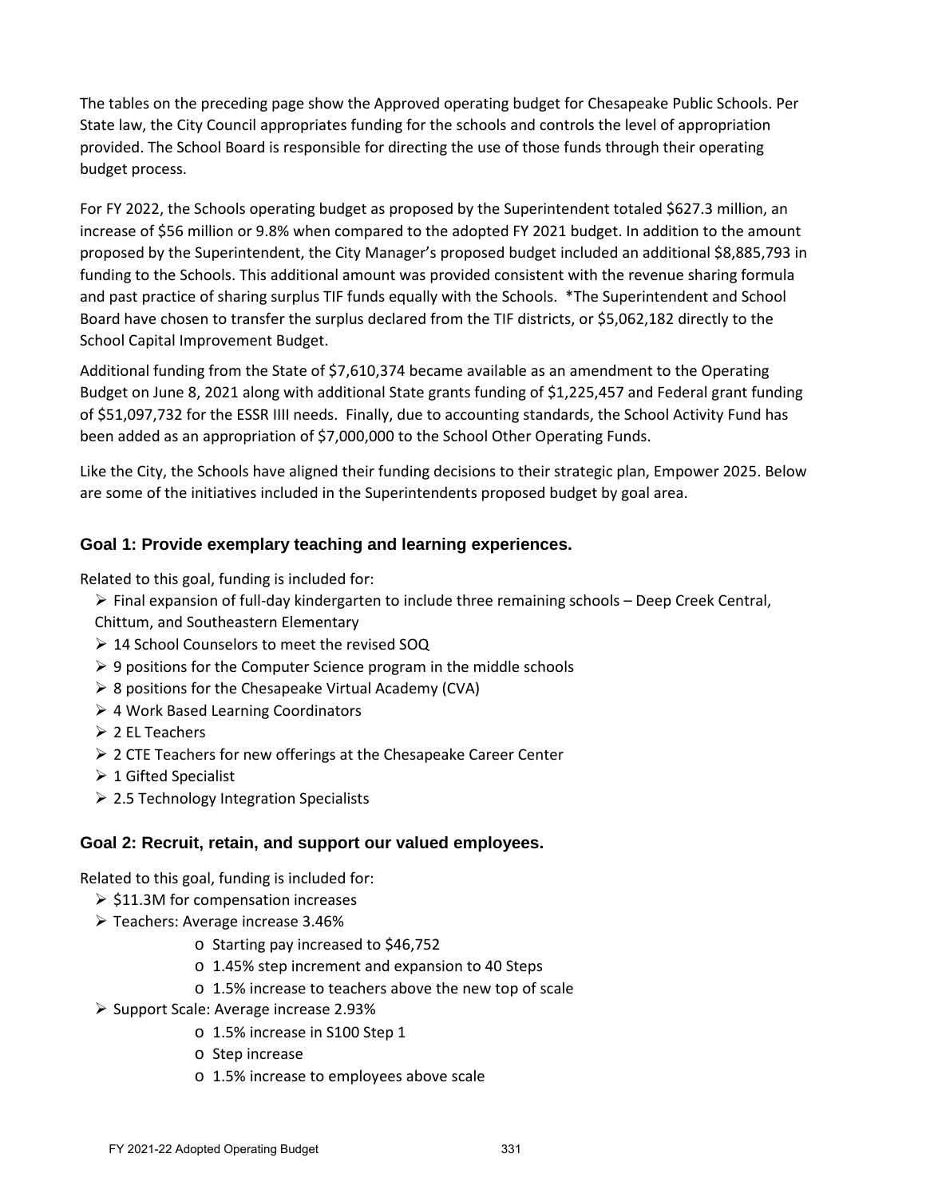The tables on the preceding page show the Approved operating budget for Chesapeake Public Schools. Per State law, the City Council appropriates funding for the schools and controls the level of appropriation provided. The School Board is responsible for directing the use of those funds through their operating budget process.

For FY 2022, the Schools operating budget as proposed by the Superintendent totaled $627.3 million, an increase of $56 million or 9.8% when compared to the adopted FY 2021 budget. In addition to the amount proposed by the Superintendent, the City Manager's proposed budget included an additional $8,885,793 in funding to the Schools. This additional amount was provided consistent with the revenue sharing formula and past practice of sharing surplus TIF funds equally with the Schools. *The Superintendent and School Board have chosen to transfer the surplus declared from the TIF districts, or $5,062,182 directly to the School Capital Improvement Budget.

Additional funding from the State of $7,610,374 became available as an amendment to the Operating Budget on June 8, 2021 along with additional State grants funding of $1,225,457 and Federal grant funding of $51,097,732 for the ESSR IIII needs. Finally, due to accounting standards, the School Activity Fund has been added as an appropriation of $7,000,000 to the School Other Operating Funds.

Like the City, the Schools have aligned their funding decisions to their strategic plan, Empower 2025. Below are some of the initiatives included in the Superintendents proposed budget by goal area.

### Goal 1: Provide exemplary teaching and learning experiences.

Related to this goal, funding is included for:

- Final expansion of full-day kindergarten to include three remaining schools – Deep Creek Central, Chittum, and Southeastern Elementary
- 14 School Counselors to meet the revised SOQ
- 9 positions for the Computer Science program in the middle schools
- 8 positions for the Chesapeake Virtual Academy (CVA)
- 4 Work Based Learning Coordinators
- 2 EL Teachers
- 2 CTE Teachers for new offerings at the Chesapeake Career Center
- 1 Gifted Specialist
- 2.5 Technology Integration Specialists

### Goal 2: Recruit, retain, and support our valued employees.

Related to this goal, funding is included for:

- $11.3M for compensation increases
- Teachers: Average increase 3.46%
  - Starting pay increased to $46,752
  - 1.45% step increment and expansion to 40 Steps
  - 1.5% increase to teachers above the new top of scale
- Support Scale: Average increase 2.93%
  - 1.5% increase in S100 Step 1
  - Step increase
  - 1.5% increase to employees above scale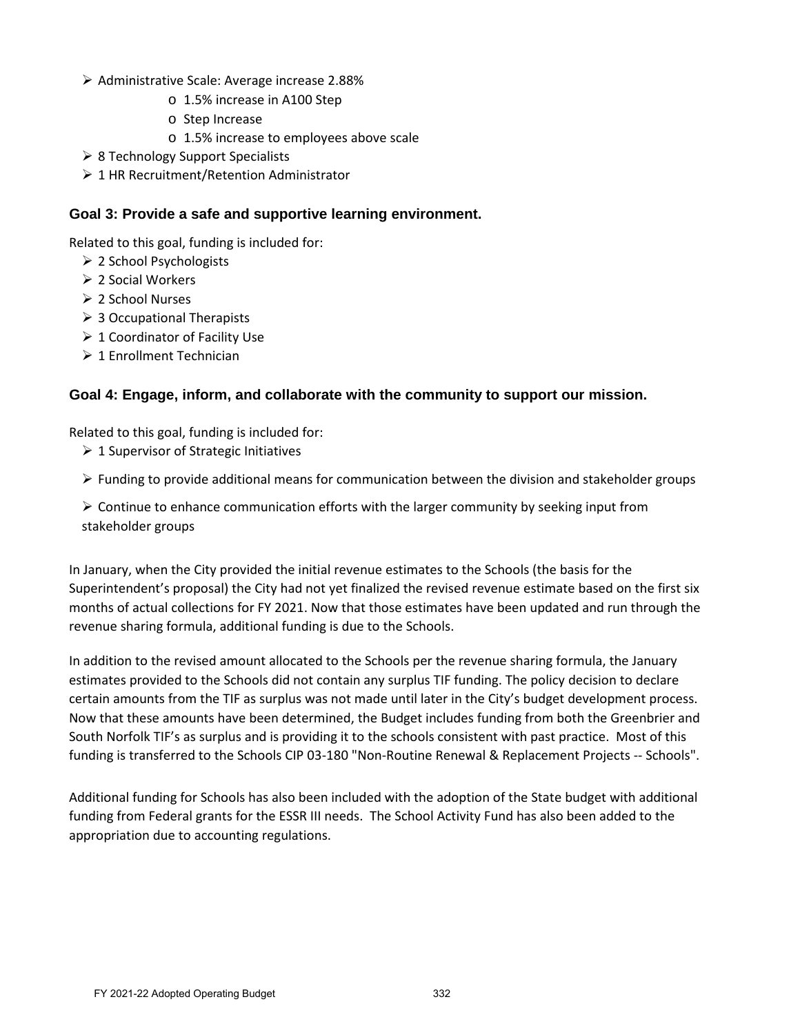- Administrative Scale: Average increase 2.88%
    - 1.5% increase in A100 Step
    - Step Increase
    - 1.5% increase to employees above scale
- 8 Technology Support Specialists
- 1 HR Recruitment/Retention Administrator

### Goal 3: Provide a safe and supportive learning environment.

Related to this goal, funding is included for:

- 2 School Psychologists
- 2 Social Workers
- 2 School Nurses
- 3 Occupational Therapists
- 1 Coordinator of Facility Use
- 1 Enrollment Technician

### Goal 4: Engage, inform, and collaborate with the community to support our mission.

Related to this goal, funding is included for:

- 1 Supervisor of Strategic Initiatives
- Funding to provide additional means for communication between the division and stakeholder groups
- Continue to enhance communication efforts with the larger community by seeking input from stakeholder groups

In January, when the City provided the initial revenue estimates to the Schools (the basis for the Superintendent's proposal) the City had not yet finalized the revised revenue estimate based on the first six months of actual collections for FY 2021. Now that those estimates have been updated and run through the revenue sharing formula, additional funding is due to the Schools.

In addition to the revised amount allocated to the Schools per the revenue sharing formula, the January estimates provided to the Schools did not contain any surplus TIF funding. The policy decision to declare certain amounts from the TIF as surplus was not made until later in the City's budget development process. Now that these amounts have been determined, the Budget includes funding from both the Greenbrier and South Norfolk TIF's as surplus and is providing it to the schools consistent with past practice. Most of this funding is transferred to the Schools CIP 03-180 "Non-Routine Renewal & Replacement Projects -- Schools".

Additional funding for Schools has also been included with the adoption of the State budget with additional funding from Federal grants for the ESSR III needs. The School Activity Fund has also been added to the appropriation due to accounting regulations.